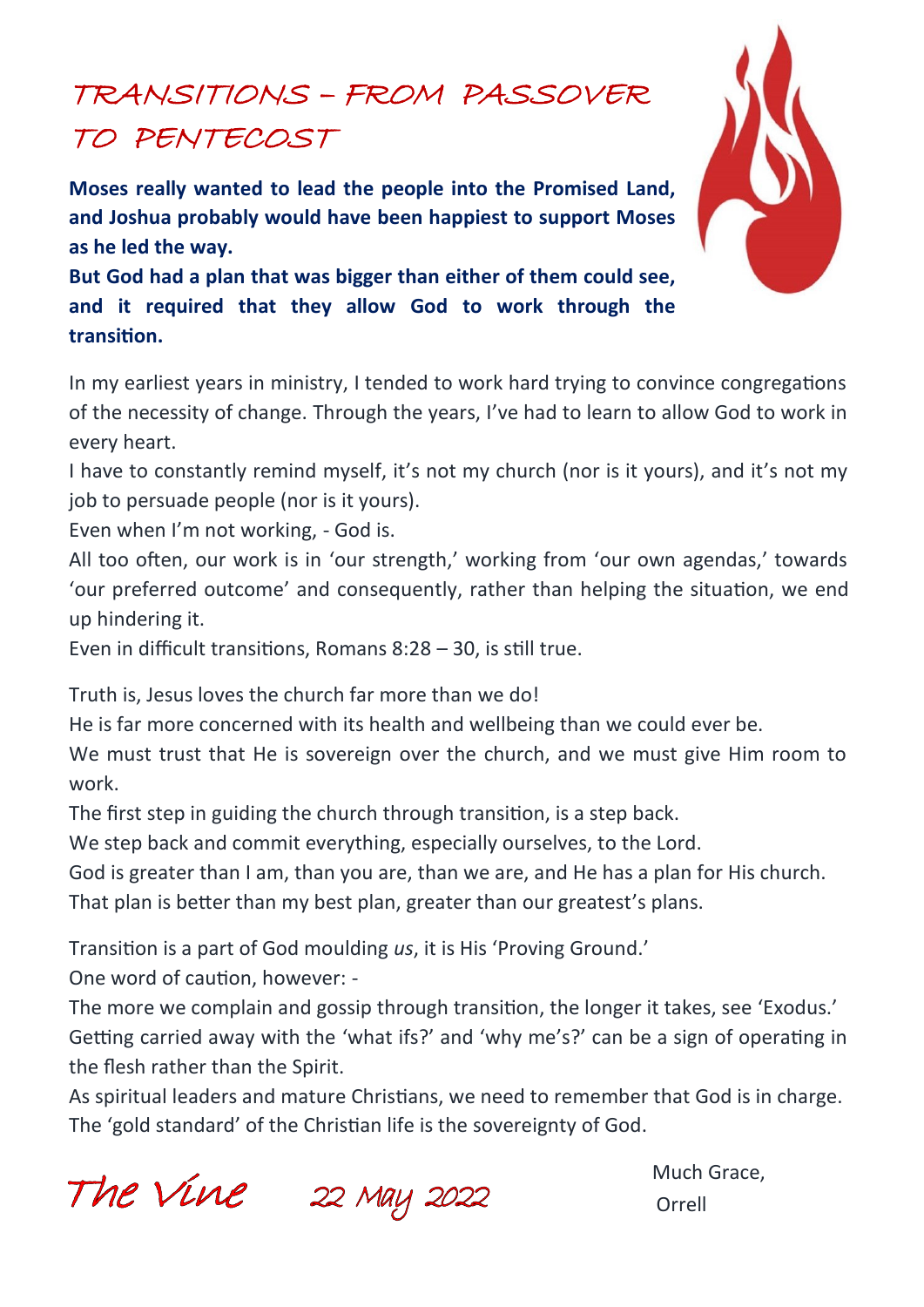# TRANSITIONS – FROM PASSOVER TO PENTECOST

**Moses really wanted to lead the people into the Promised Land, and Joshua probably would have been happiest to support Moses as he led the way.**
**But God had a plan that was bigger than either of them could see, and it required that they allow God to work through the transition.**

In my earliest years in ministry, I tended to work hard trying to convince congregations of the necessity of change. Through the years, I've had to learn to allow God to work in every heart.
I have to constantly remind myself, it's not my church (nor is it yours), and it's not my job to persuade people (nor is it yours).
Even when I'm not working, - God is.
All too often, our work is in 'our strength,' working from 'our own agendas,' towards 'our preferred outcome' and consequently, rather than helping the situation, we end up hindering it.
Even in difficult transitions, Romans 8:28 – 30, is still true.

Truth is, Jesus loves the church far more than we do!
He is far more concerned with its health and wellbeing than we could ever be.
We must trust that He is sovereign over the church, and we must give Him room to work.
The first step in guiding the church through transition, is a step back.
We step back and commit everything, especially ourselves, to the Lord.
God is greater than I am, than you are, than we are, and He has a plan for His church.
That plan is better than my best plan, greater than our greatest's plans.

Transition is a part of God moulding *us*, it is His 'Proving Ground.'
One word of caution, however: -
The more we complain and gossip through transition, the longer it takes, see 'Exodus.'
Getting carried away with the 'what ifs?' and 'why me's?' can be a sign of operating in the flesh rather than the Spirit.
As spiritual leaders and mature Christians, we need to remember that God is in charge.
The 'gold standard' of the Christian life is the sovereignty of God.

The Vine 22 May 2022

Much Grace,
Orrell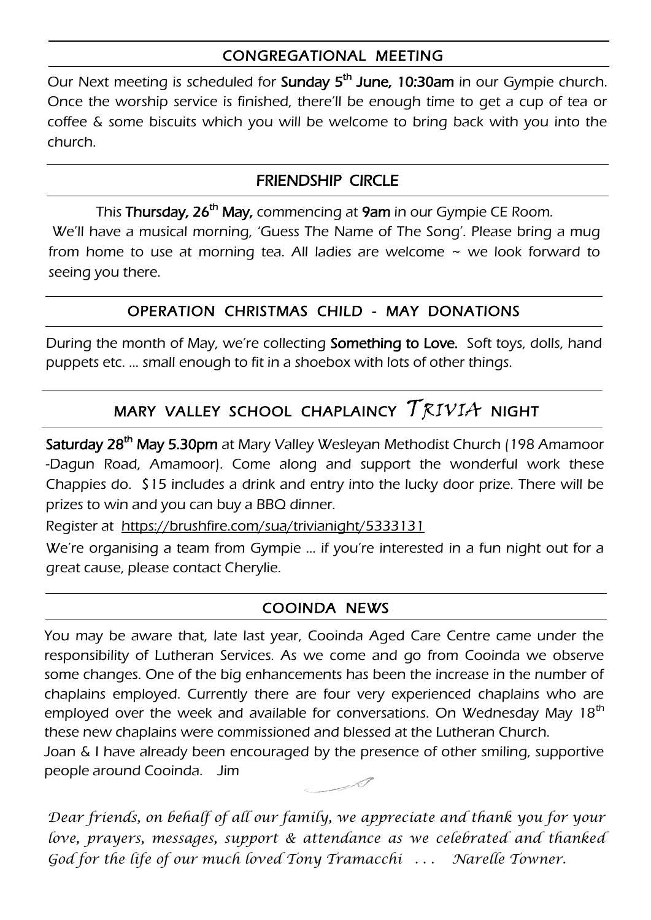## CONGREGATIONAL MEETING

Our Next meeting is scheduled for **Sunday 5th June, 10:30am** in our Gympie church. Once the worship service is finished, there'll be enough time to get a cup of tea or coffee & some biscuits which you will be welcome to bring back with you into the church.

## FRIENDSHIP CIRCLE

This **Thursday, 26th May,** commencing at **9am** in our Gympie CE Room. We'll have a musical morning, 'Guess The Name of The Song'. Please bring a mug from home to use at morning tea. All ladies are welcome ~ we look forward to seeing you there.

## OPERATION CHRISTMAS CHILD - MAY DONATIONS

During the month of May, we're collecting **Something to Love.** Soft toys, dolls, hand puppets etc. ... small enough to fit in a shoebox with lots of other things.

## MARY VALLEY SCHOOL CHAPLAINCY *TRIVIA* NIGHT

**Saturday 28th May 5.30pm** at Mary Valley Wesleyan Methodist Church (198 Amamoor -Dagun Road, Amamoor). Come along and support the wonderful work these Chappies do. $15 includes a drink and entry into the lucky door prize. There will be prizes to win and you can buy a BBQ dinner.

Register at https://brushfire.com/sua/trivianight/5333131

We're organising a team from Gympie ... if you're interested in a fun night out for a great cause, please contact Cherylie.

## COOINDA NEWS

You may be aware that, late last year, Cooinda Aged Care Centre came under the responsibility of Lutheran Services. As we come and go from Cooinda we observe some changes. One of the big enhancements has been the increase in the number of chaplains employed. Currently there are four very experienced chaplains who are employed over the week and available for conversations. On Wednesday May 18th these new chaplains were commissioned and blessed at the Lutheran Church.

Joan & I have already been encouraged by the presence of other smiling, supportive people around Cooinda. Jim

*Dear friends, on behalf of all our family, we appreciate and thank you for your love, prayers, messages, support & attendance as we celebrated and thanked God for the life of our much loved Tony Tramacchi . . . Narelle Towner.*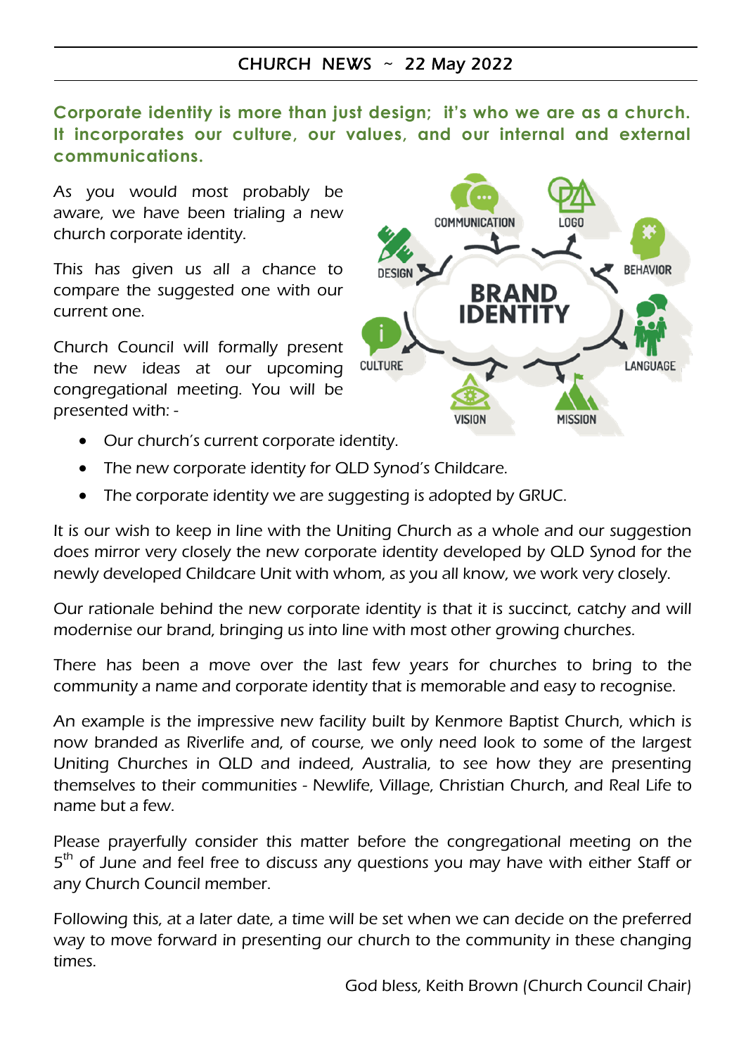# CHURCH NEWS ~ 22 May 2022

**Corporate identity is more than just design; it's who we are as a church. It incorporates our culture, our values, and our internal and external communications.**

As you would most probably be aware, we have been trialing a new church corporate identity.

This has given us all a chance to compare the suggested one with our current one.

Church Council will formally present the new ideas at our upcoming congregational meeting. You will be presented with: -

- Our church's current corporate identity.
- The new corporate identity for QLD Synod's Childcare.
- The corporate identity we are suggesting is adopted by GRUC.

It is our wish to keep in line with the Uniting Church as a whole and our suggestion does mirror very closely the new corporate identity developed by QLD Synod for the newly developed Childcare Unit with whom, as you all know, we work very closely.

Our rationale behind the new corporate identity is that it is succinct, catchy and will modernise our brand, bringing us into line with most other growing churches.

There has been a move over the last few years for churches to bring to the community a name and corporate identity that is memorable and easy to recognise.

An example is the impressive new facility built by Kenmore Baptist Church, which is now branded as Riverlife and, of course, we only need look to some of the largest Uniting Churches in QLD and indeed, Australia, to see how they are presenting themselves to their communities - Newlife, Village, Christian Church, and Real Life to name but a few.

Please prayerfully consider this matter before the congregational meeting on the 5th of June and feel free to discuss any questions you may have with either Staff or any Church Council member.

Following this, at a later date, a time will be set when we can decide on the preferred way to move forward in presenting our church to the community in these changing times.

God bless, Keith Brown (Church Council Chair)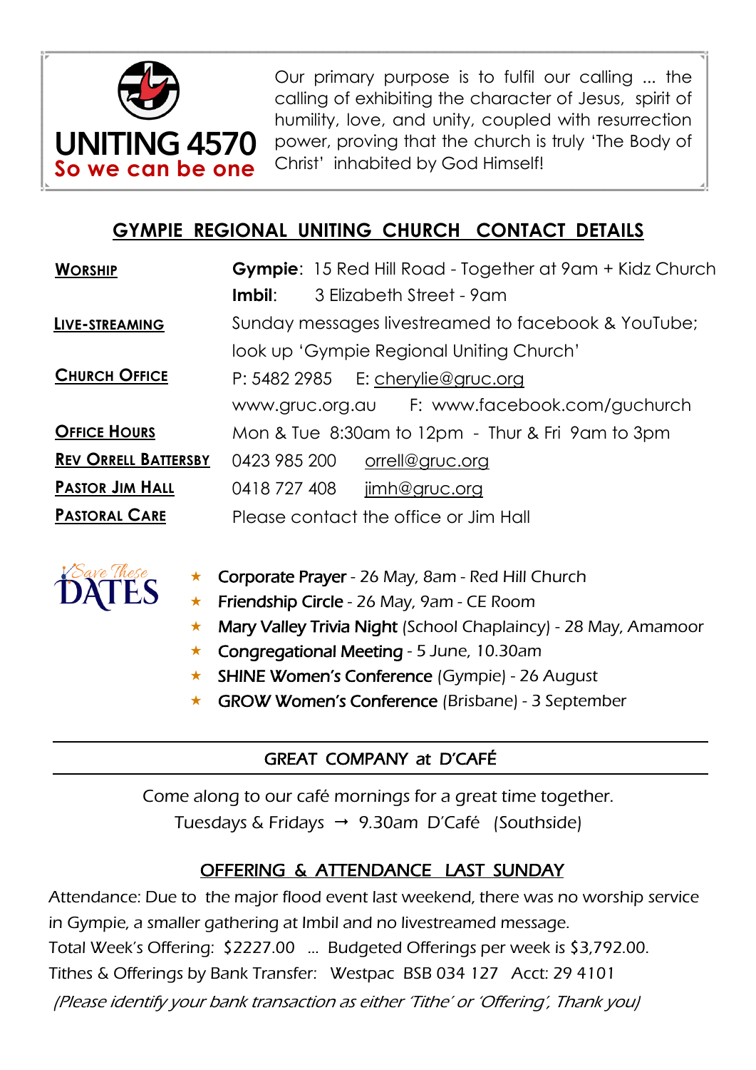**UNITING 4570**
**So we can be one**

Our primary purpose is to fulfil our calling ... the calling of exhibiting the character of Jesus, spirit of humility, love, and unity, coupled with resurrection power, proving that the church is truly 'The Body of Christ' inhabited by God Himself!

## GYMPIE REGIONAL UNITING CHURCH CONTACT DETAILS

| | |
|---|---|
| **WORSHIP** | **Gympie**: 15 Red Hill Road - Together at 9am + Kidz Church |
| | **Imbil**: 3 Elizabeth Street - 9am |
| **LIVE-STREAMING** | Sunday messages livestreamed to facebook & YouTube; look up 'Gympie Regional Uniting Church' |
| **CHURCH OFFICE** | P: 5482 2985 E: cherylie@gruc.org |
| | www.gruc.org.au F: www.facebook.com/guchurch |
| **OFFICE HOURS** | Mon & Tue 8:30am to 12pm - Thur & Fri 9am to 3pm |
| **REV ORRELL BATTERSBY** | 0423 985 200 orrell@gruc.org |
| **PASTOR JIM HALL** | 0418 727 408 jimh@gruc.org |
| **PASTORAL CARE** | Please contact the office or Jim Hall |

**Save These DATES**

- **Corporate Prayer** - 26 May, 8am - Red Hill Church
- **Friendship Circle** - 26 May, 9am - CE Room
- **Mary Valley Trivia Night** (School Chaplaincy) - 28 May, Amamoor
- **Congregational Meeting** - 5 June, 10.30am
- **SHINE Women's Conference** (Gympie) - 26 August
- **GROW Women's Conference** (Brisbane) - 3 September

## GREAT COMPANY at D'CAFÉ

Come along to our café mornings for a great time together.
Tuesdays & Fridays → 9.30am D'Café (Southside)

## OFFERING & ATTENDANCE LAST SUNDAY

Attendance: Due to the major flood event last weekend, there was no worship service in Gympie, a smaller gathering at Imbil and no livestreamed message.
Total Week's Offering: $2227.00 ... Budgeted Offerings per week is $3,792.00.
Tithes & Offerings by Bank Transfer: Westpac BSB 034 127 Acct: 29 4101
*(Please identify your bank transaction as either 'Tithe' or 'Offering', Thank you)*